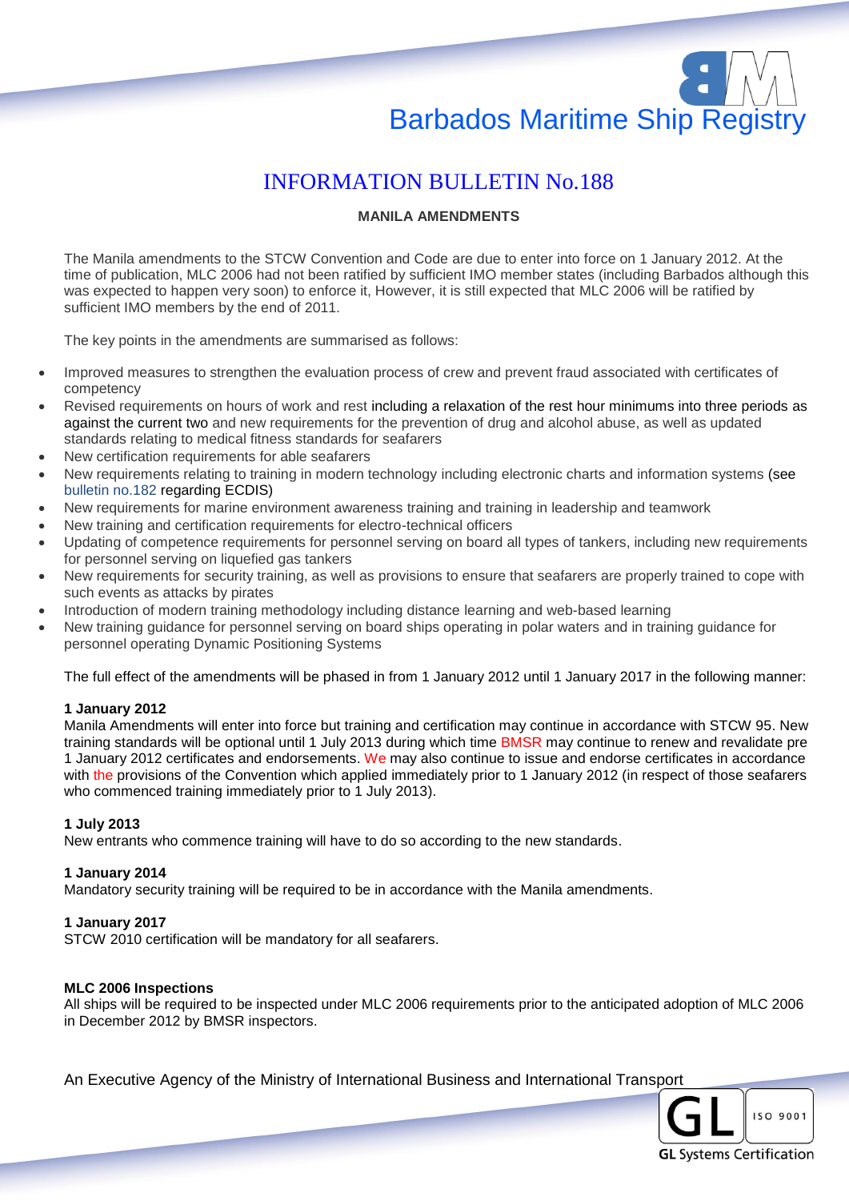# Barbados Maritime Ship Registry

## INFORMATION BULLETIN No.188

### MANILA AMENDMENTS

The Manila amendments to the STCW Convention and Code are due to enter into force on 1 January 2012. At the time of publication, MLC 2006 had not been ratified by sufficient IMO member states (including Barbados although this was expected to happen very soon) to enforce it, However, it is still expected that MLC 2006 will be ratified by sufficient IMO members by the end of 2011.

The key points in the amendments are summarised as follows:

- Improved measures to strengthen the evaluation process of crew and prevent fraud associated with certificates of competency
- Revised requirements on hours of work and rest including a relaxation of the rest hour minimums into three periods as against the current two and new requirements for the prevention of drug and alcohol abuse, as well as updated standards relating to medical fitness standards for seafarers
- New certification requirements for able seafarers
- New requirements relating to training in modern technology including electronic charts and information systems (see bulletin no.182 regarding ECDIS)
- New requirements for marine environment awareness training and training in leadership and teamwork
- New training and certification requirements for electro-technical officers
- Updating of competence requirements for personnel serving on board all types of tankers, including new requirements for personnel serving on liquefied gas tankers
- New requirements for security training, as well as provisions to ensure that seafarers are properly trained to cope with such events as attacks by pirates
- Introduction of modern training methodology including distance learning and web-based learning
- New training guidance for personnel serving on board ships operating in polar waters and in training guidance for personnel operating Dynamic Positioning Systems

The full effect of the amendments will be phased in from 1 January 2012 until 1 January 2017 in the following manner:

**1 January 2012**
Manila Amendments will enter into force but training and certification may continue in accordance with STCW 95. New training standards will be optional until 1 July 2013 during which time BMSR may continue to renew and revalidate pre 1 January 2012 certificates and endorsements. We may also continue to issue and endorse certificates in accordance with the provisions of the Convention which applied immediately prior to 1 January 2012 (in respect of those seafarers who commenced training immediately prior to 1 July 2013).

**1 July 2013**
New entrants who commence training will have to do so according to the new standards.

**1 January 2014**
Mandatory security training will be required to be in accordance with the Manila amendments.

**1 January 2017**
STCW 2010 certification will be mandatory for all seafarers.

**MLC 2006 Inspections**
All ships will be required to be inspected under MLC 2006 requirements prior to the anticipated adoption of MLC 2006 in December 2012 by BMSR inspectors.

An Executive Agency of the Ministry of International Business and International Transport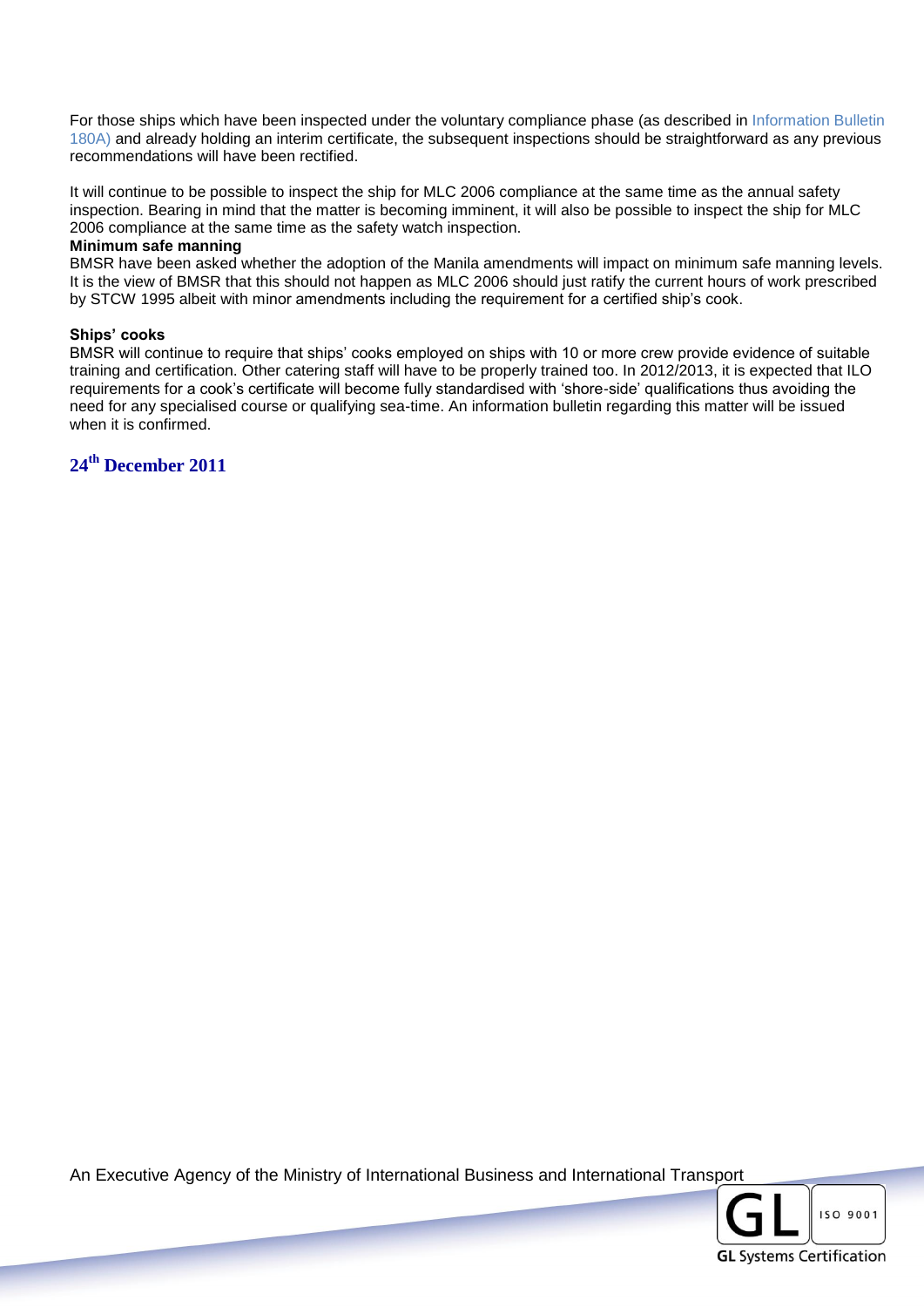For those ships which have been inspected under the voluntary compliance phase (as described in Information Bulletin 180A) and already holding an interim certificate, the subsequent inspections should be straightforward as any previous recommendations will have been rectified.

It will continue to be possible to inspect the ship for MLC 2006 compliance at the same time as the annual safety inspection. Bearing in mind that the matter is becoming imminent, it will also be possible to inspect the ship for MLC 2006 compliance at the same time as the safety watch inspection.

**Minimum safe manning**

BMSR have been asked whether the adoption of the Manila amendments will impact on minimum safe manning levels. It is the view of BMSR that this should not happen as MLC 2006 should just ratify the current hours of work prescribed by STCW 1995 albeit with minor amendments including the requirement for a certified ship's cook.

**Ships' cooks**

BMSR will continue to require that ships' cooks employed on ships with 10 or more crew provide evidence of suitable training and certification. Other catering staff will have to be properly trained too. In 2012/2013, it is expected that ILO requirements for a cook's certificate will become fully standardised with 'shore-side' qualifications thus avoiding the need for any specialised course or qualifying sea-time. An information bulletin regarding this matter will be issued when it is confirmed.

**24th December 2011**

An Executive Agency of the Ministry of International Business and International Transport